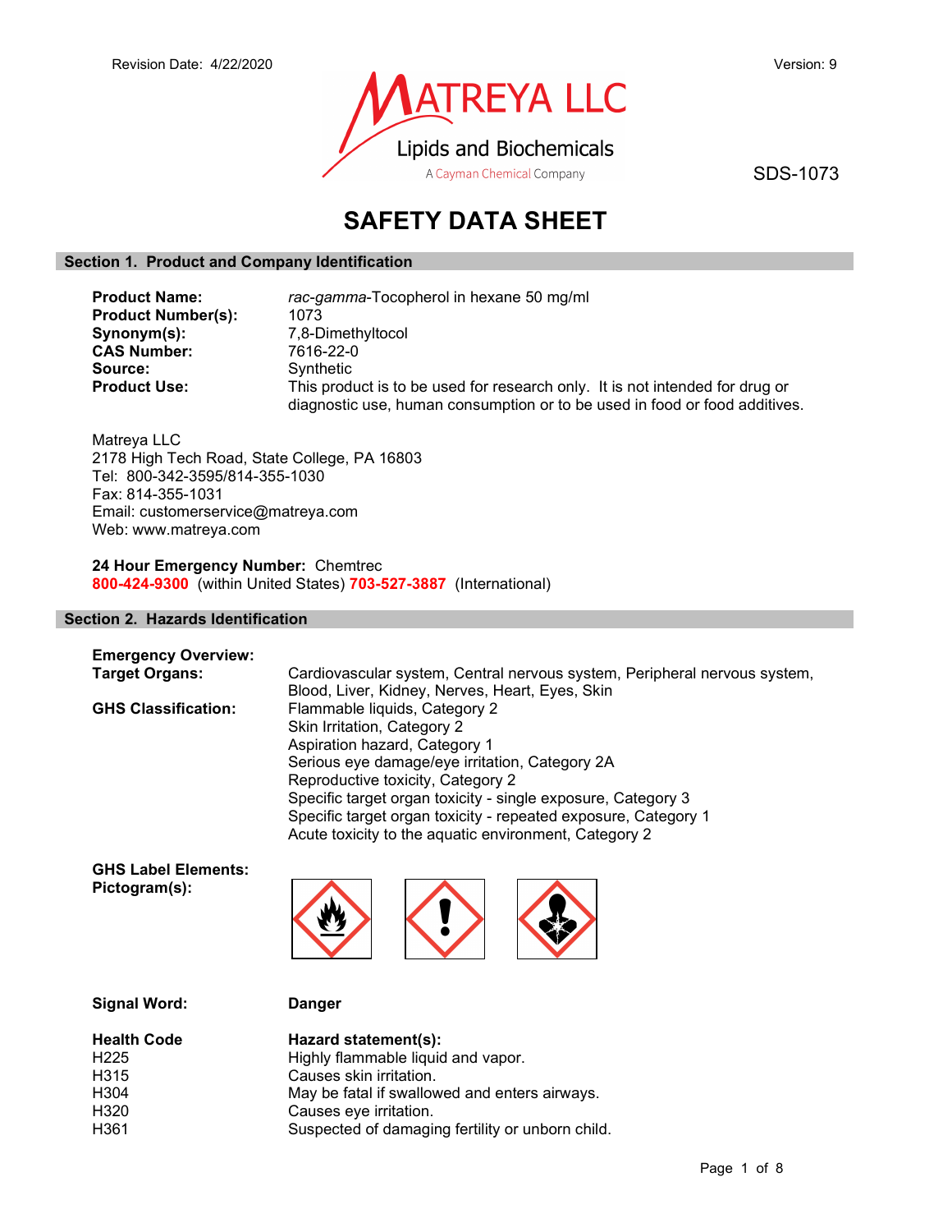Revision Date: 4/22/2020

Version: 9

MATREYA LLC

Lipids and Biochemicals

A Cayman Chemical Company

SDS-1073

# SAFETY DATA SHEET

## Section 1. Product and Company Identification

**Product Name:** *rac-gamma*-Tocopherol in hexane 50 mg/ml

**Product Number(s):** 1073

**Synonym(s):** 7,8-Dimethyltocol

**CAS Number:** 7616-22-0

**Source:** Synthetic

**Product Use:** This product is to be used for research only. It is not intended for drug or diagnostic use, human consumption or to be used in food or food additives.

Matreya LLC
2178 High Tech Road, State College, PA 16803
Tel: 800-342-3595/814-355-1030
Fax: 814-355-1031
Email: customerservice@matreya.com
Web: www.matreya.com

**24 Hour Emergency Number:** Chemtrec
**800-424-9300** (within United States) **703-527-3887** (International)

## Section 2. Hazards Identification

**Emergency Overview:**

**Target Organs:** Cardiovascular system, Central nervous system, Peripheral nervous system, Blood, Liver, Kidney, Nerves, Heart, Eyes, Skin

**GHS Classification:**
Flammable liquids, Category 2
Skin Irritation, Category 2
Aspiration hazard, Category 1
Serious eye damage/eye irritation, Category 2A
Reproductive toxicity, Category 2
Specific target organ toxicity - single exposure, Category 3
Specific target organ toxicity - repeated exposure, Category 1
Acute toxicity to the aquatic environment, Category 2

**GHS Label Elements:**

**Pictogram(s):**

**Signal Word:** **Danger**

| Health Code | Hazard statement(s): |
|---|---|
| H225 | Highly flammable liquid and vapor. |
| H315 | Causes skin irritation. |
| H304 | May be fatal if swallowed and enters airways. |
| H320 | Causes eye irritation. |
| H361 | Suspected of damaging fertility or unborn child. |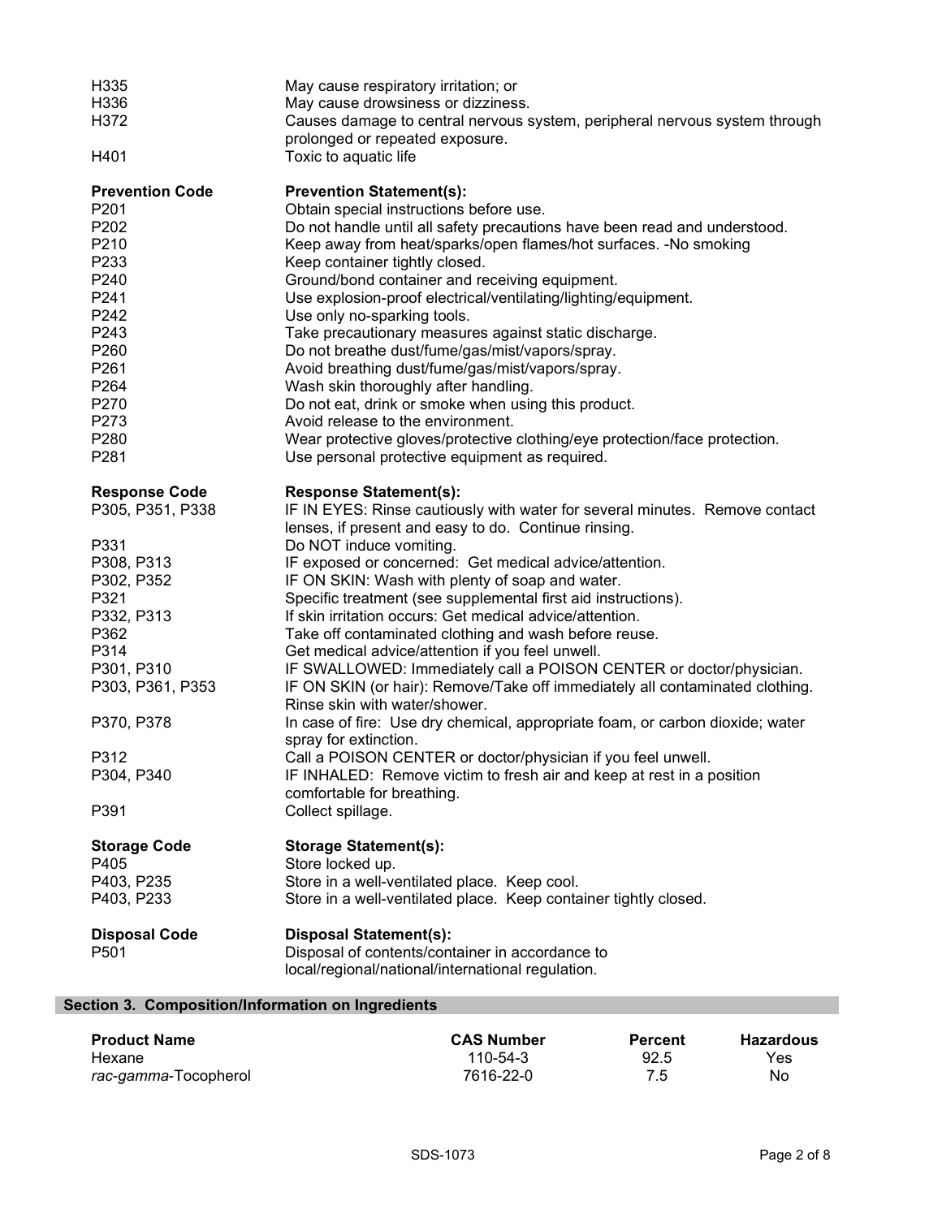| | |
|---|---|
| H335 | May cause respiratory irritation; or |
| H336 | May cause drowsiness or dizziness. |
| H372 | Causes damage to central nervous system, peripheral nervous system through prolonged or repeated exposure. |
| H401 | Toxic to aquatic life |

| **Prevention Code** | **Prevention Statement(s):** |
|---|---|
| P201 | Obtain special instructions before use. |
| P202 | Do not handle until all safety precautions have been read and understood. |
| P210 | Keep away from heat/sparks/open flames/hot surfaces. -No smoking |
| P233 | Keep container tightly closed. |
| P240 | Ground/bond container and receiving equipment. |
| P241 | Use explosion-proof electrical/ventilating/lighting/equipment. |
| P242 | Use only no-sparking tools. |
| P243 | Take precautionary measures against static discharge. |
| P260 | Do not breathe dust/fume/gas/mist/vapors/spray. |
| P261 | Avoid breathing dust/fume/gas/mist/vapors/spray. |
| P264 | Wash skin thoroughly after handling. |
| P270 | Do not eat, drink or smoke when using this product. |
| P273 | Avoid release to the environment. |
| P280 | Wear protective gloves/protective clothing/eye protection/face protection. |
| P281 | Use personal protective equipment as required. |

| **Response Code** | **Response Statement(s):** |
|---|---|
| P305, P351, P338 | IF IN EYES: Rinse cautiously with water for several minutes. Remove contact lenses, if present and easy to do. Continue rinsing. |
| P331 | Do NOT induce vomiting. |
| P308, P313 | IF exposed or concerned: Get medical advice/attention. |
| P302, P352 | IF ON SKIN: Wash with plenty of soap and water. |
| P321 | Specific treatment (see supplemental first aid instructions). |
| P332, P313 | If skin irritation occurs: Get medical advice/attention. |
| P362 | Take off contaminated clothing and wash before reuse. |
| P314 | Get medical advice/attention if you feel unwell. |
| P301, P310 | IF SWALLOWED: Immediately call a POISON CENTER or doctor/physician. |
| P303, P361, P353 | IF ON SKIN (or hair): Remove/Take off immediately all contaminated clothing. Rinse skin with water/shower. |
| P370, P378 | In case of fire: Use dry chemical, appropriate foam, or carbon dioxide; water spray for extinction. |
| P312 | Call a POISON CENTER or doctor/physician if you feel unwell. |
| P304, P340 | IF INHALED: Remove victim to fresh air and keep at rest in a position comfortable for breathing. |
| P391 | Collect spillage. |

| **Storage Code** | **Storage Statement(s):** |
|---|---|
| P405 | Store locked up. |
| P403, P235 | Store in a well-ventilated place. Keep cool. |
| P403, P233 | Store in a well-ventilated place. Keep container tightly closed. |

| **Disposal Code** | **Disposal Statement(s):** |
|---|---|
| P501 | Disposal of contents/container in accordance to local/regional/national/international regulation. |

## Section 3. Composition/Information on Ingredients

| **Product Name** | **CAS Number** | **Percent** | **Hazardous** |
|---|---|---|---|
| Hexane | 110-54-3 | 92.5 | Yes |
| *rac-gamma*-Tocopherol | 7616-22-0 | 7.5 | No |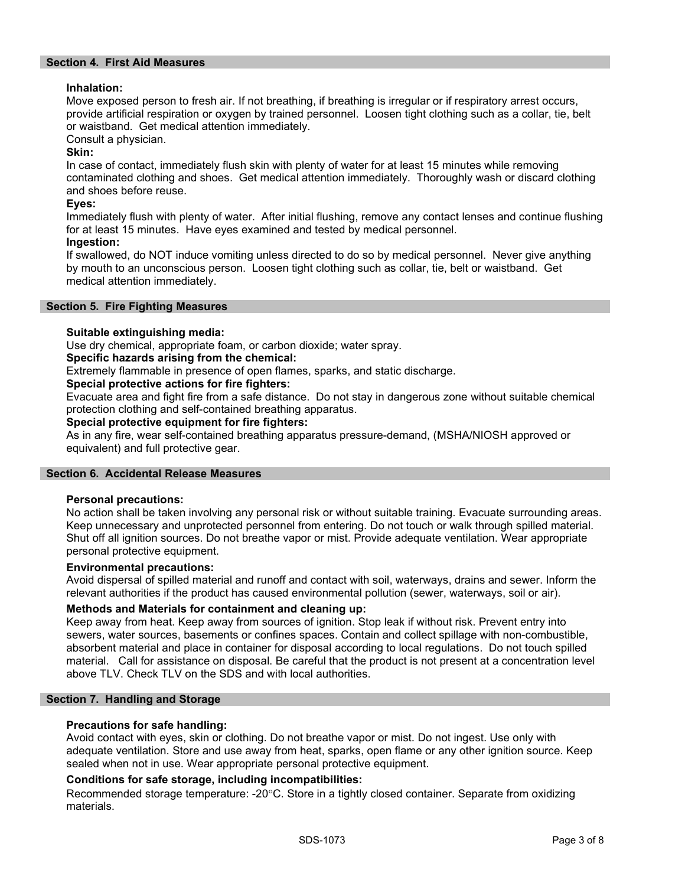## Section 4. First Aid Measures

**Inhalation:**
Move exposed person to fresh air. If not breathing, if breathing is irregular or if respiratory arrest occurs, provide artificial respiration or oxygen by trained personnel. Loosen tight clothing such as a collar, tie, belt or waistband. Get medical attention immediately.
Consult a physician.

**Skin:**
In case of contact, immediately flush skin with plenty of water for at least 15 minutes while removing contaminated clothing and shoes. Get medical attention immediately. Thoroughly wash or discard clothing and shoes before reuse.

**Eyes:**
Immediately flush with plenty of water. After initial flushing, remove any contact lenses and continue flushing for at least 15 minutes. Have eyes examined and tested by medical personnel.

**Ingestion:**
If swallowed, do NOT induce vomiting unless directed to do so by medical personnel. Never give anything by mouth to an unconscious person. Loosen tight clothing such as collar, tie, belt or waistband. Get medical attention immediately.

## Section 5. Fire Fighting Measures

**Suitable extinguishing media:**
Use dry chemical, appropriate foam, or carbon dioxide; water spray.

**Specific hazards arising from the chemical:**
Extremely flammable in presence of open flames, sparks, and static discharge.

**Special protective actions for fire fighters:**
Evacuate area and fight fire from a safe distance. Do not stay in dangerous zone without suitable chemical protection clothing and self-contained breathing apparatus.

**Special protective equipment for fire fighters:**
As in any fire, wear self-contained breathing apparatus pressure-demand, (MSHA/NIOSH approved or equivalent) and full protective gear.

## Section 6. Accidental Release Measures

**Personal precautions:**
No action shall be taken involving any personal risk or without suitable training. Evacuate surrounding areas. Keep unnecessary and unprotected personnel from entering. Do not touch or walk through spilled material. Shut off all ignition sources. Do not breathe vapor or mist. Provide adequate ventilation. Wear appropriate personal protective equipment.

**Environmental precautions:**
Avoid dispersal of spilled material and runoff and contact with soil, waterways, drains and sewer. Inform the relevant authorities if the product has caused environmental pollution (sewer, waterways, soil or air).

**Methods and Materials for containment and cleaning up:**
Keep away from heat. Keep away from sources of ignition. Stop leak if without risk. Prevent entry into sewers, water sources, basements or confines spaces. Contain and collect spillage with non-combustible, absorbent material and place in container for disposal according to local regulations. Do not touch spilled material. Call for assistance on disposal. Be careful that the product is not present at a concentration level above TLV. Check TLV on the SDS and with local authorities.

## Section 7. Handling and Storage

**Precautions for safe handling:**
Avoid contact with eyes, skin or clothing. Do not breathe vapor or mist. Do not ingest. Use only with adequate ventilation. Store and use away from heat, sparks, open flame or any other ignition source. Keep sealed when not in use. Wear appropriate personal protective equipment.

**Conditions for safe storage, including incompatibilities:**
Recommended storage temperature: -20°C. Store in a tightly closed container. Separate from oxidizing materials.

SDS-1073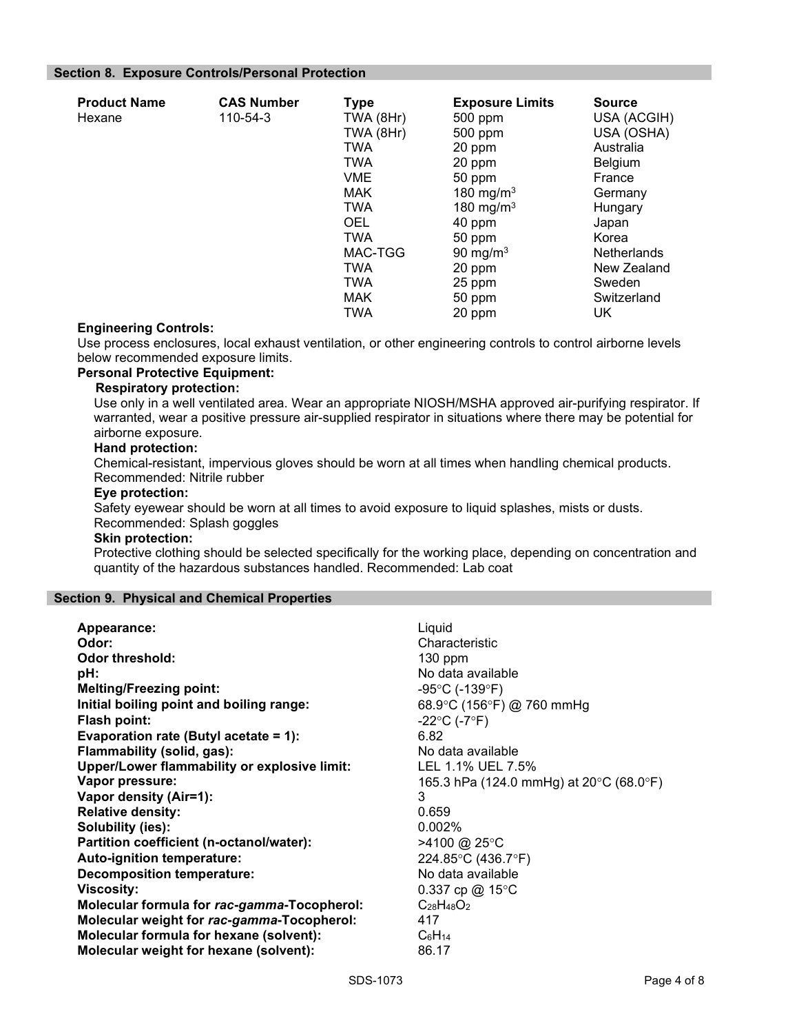## Section 8. Exposure Controls/Personal Protection

| Product Name | CAS Number | Type | Exposure Limits | Source |
|---|---|---|---|---|
| Hexane | 110-54-3 | TWA (8Hr) | 500 ppm | USA (ACGIH) |
| | | TWA (8Hr) | 500 ppm | USA (OSHA) |
| | | TWA | 20 ppm | Australia |
| | | TWA | 20 ppm | Belgium |
| | | VME | 50 ppm | France |
| | | MAK | 180 $mg/m^3$ | Germany |
| | | TWA | 180 $mg/m^3$ | Hungary |
| | | OEL | 40 ppm | Japan |
| | | TWA | 50 ppm | Korea |
| | | MAC-TGG | 90 $mg/m^3$ | Netherlands |
| | | TWA | 20 ppm | New Zealand |
| | | TWA | 25 ppm | Sweden |
| | | MAK | 50 ppm | Switzerland |
| | | TWA | 20 ppm | UK |

**Engineering Controls:**
Use process enclosures, local exhaust ventilation, or other engineering controls to control airborne levels below recommended exposure limits.

**Personal Protective Equipment:**

**Respiratory protection:**
Use only in a well ventilated area. Wear an appropriate NIOSH/MSHA approved air-purifying respirator. If warranted, wear a positive pressure air-supplied respirator in situations where there may be potential for airborne exposure.

**Hand protection:**
Chemical-resistant, impervious gloves should be worn at all times when handling chemical products. Recommended: Nitrile rubber

**Eye protection:**
Safety eyewear should be worn at all times to avoid exposure to liquid splashes, mists or dusts. Recommended: Splash goggles

**Skin protection:**
Protective clothing should be selected specifically for the working place, depending on concentration and quantity of the hazardous substances handled. Recommended: Lab coat

## Section 9. Physical and Chemical Properties

| | |
|---|---|
| **Appearance:** | Liquid |
| **Odor:** | Characteristic |
| **Odor threshold:** | 130 ppm |
| **pH:** | No data available |
| **Melting/Freezing point:** | -95°C (-139°F) |
| **Initial boiling point and boiling range:** | 68.9°C (156°F) @ 760 mmHg |
| **Flash point:** | -22°C (-7°F) |
| **Evaporation rate (Butyl acetate = 1):** | 6.82 |
| **Flammability (solid, gas):** | No data available |
| **Upper/Lower flammability or explosive limit:** | LEL 1.1% UEL 7.5% |
| **Vapor pressure:** | 165.3 hPa (124.0 mmHg) at 20°C (68.0°F) |
| **Vapor density (Air=1):** | 3 |
| **Relative density:** | 0.659 |
| **Solubility (ies):** | 0.002% |
| **Partition coefficient (n-octanol/water):** | >4100 @ 25°C |
| **Auto-ignition temperature:** | 224.85°C (436.7°F) |
| **Decomposition temperature:** | No data available |
| **Viscosity:** | 0.337 cp @ 15°C |
| **Molecular formula for *rac-gamma*-Tocopherol:** | $C_{28}H_{48}O_2$ |
| **Molecular weight for *rac-gamma*-Tocopherol:** | 417 |
| **Molecular formula for hexane (solvent):** | $C_6H_{14}$ |
| **Molecular weight for hexane (solvent):** | 86.17 |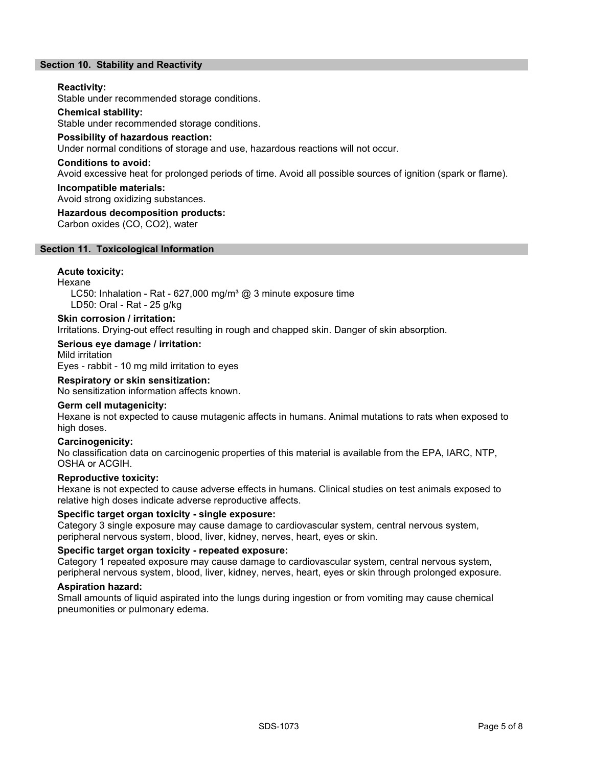## Section 10. Stability and Reactivity

**Reactivity:**
Stable under recommended storage conditions.

**Chemical stability:**
Stable under recommended storage conditions.

**Possibility of hazardous reaction:**
Under normal conditions of storage and use, hazardous reactions will not occur.

**Conditions to avoid:**
Avoid excessive heat for prolonged periods of time. Avoid all possible sources of ignition (spark or flame).

**Incompatible materials:**
Avoid strong oxidizing substances.

**Hazardous decomposition products:**
Carbon oxides (CO, $CO_2$), water

## Section 11. Toxicological Information

**Acute toxicity:**
Hexane
LC50: Inhalation - Rat - 627,000 mg/m³ @ 3 minute exposure time
LD50: Oral - Rat - 25 g/kg

**Skin corrosion / irritation:**
Irritations. Drying-out effect resulting in rough and chapped skin. Danger of skin absorption.

**Serious eye damage / irritation:**
Mild irritation
Eyes - rabbit - 10 mg mild irritation to eyes

**Respiratory or skin sensitization:**
No sensitization information affects known.

**Germ cell mutagenicity:**
Hexane is not expected to cause mutagenic affects in humans. Animal mutations to rats when exposed to high doses.

**Carcinogenicity:**
No classification data on carcinogenic properties of this material is available from the EPA, IARC, NTP, OSHA or ACGIH.

**Reproductive toxicity:**
Hexane is not expected to cause adverse effects in humans. Clinical studies on test animals exposed to relative high doses indicate adverse reproductive affects.

**Specific target organ toxicity - single exposure:**
Category 3 single exposure may cause damage to cardiovascular system, central nervous system, peripheral nervous system, blood, liver, kidney, nerves, heart, eyes or skin.

**Specific target organ toxicity - repeated exposure:**
Category 1 repeated exposure may cause damage to cardiovascular system, central nervous system, peripheral nervous system, blood, liver, kidney, nerves, heart, eyes or skin through prolonged exposure.

**Aspiration hazard:**
Small amounts of liquid aspirated into the lungs during ingestion or from vomiting may cause chemical pneumonities or pulmonary edema.

SDS-1073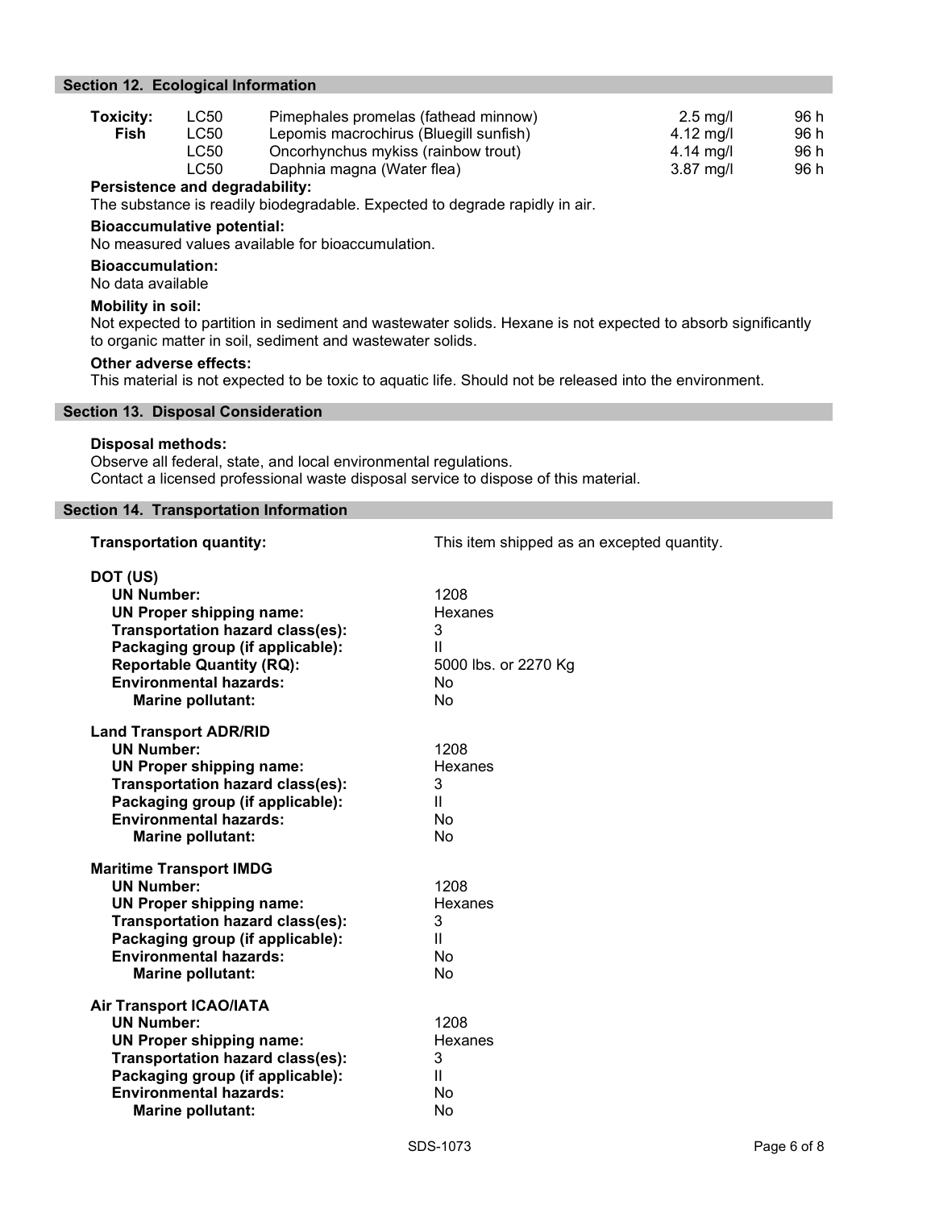## Section 12. Ecological Information

| Toxicity: Fish | | | | |
|---|---|---|---|---|
| | LC50 | Pimephales promelas (fathead minnow) | 2.5 mg/l | 96 h |
| | LC50 | Lepomis macrochirus (Bluegill sunfish) | 4.12 mg/l | 96 h |
| | LC50 | Oncorhynchus mykiss (rainbow trout) | 4.14 mg/l | 96 h |
| | LC50 | Daphnia magna (Water flea) | 3.87 mg/l | 96 h |

**Persistence and degradability:**
The substance is readily biodegradable. Expected to degrade rapidly in air.

**Bioaccumulative potential:**
No measured values available for bioaccumulation.

**Bioaccumulation:**
No data available

**Mobility in soil:**
Not expected to partition in sediment and wastewater solids. Hexane is not expected to absorb significantly to organic matter in soil, sediment and wastewater solids.

**Other adverse effects:**
This material is not expected to be toxic to aquatic life. Should not be released into the environment.

## Section 13. Disposal Consideration

**Disposal methods:**
Observe all federal, state, and local environmental regulations.
Contact a licensed professional waste disposal service to dispose of this material.

## Section 14. Transportation Information

**Transportation quantity:** This item shipped as an excepted quantity.

**DOT (US)**

| | |
|---|---|
| **UN Number:** | 1208 |
| **UN Proper shipping name:** | Hexanes |
| **Transportation hazard class(es):** | 3 |
| **Packaging group (if applicable):** | II |
| **Reportable Quantity (RQ):** | 5000 lbs. or 2270 Kg |
| **Environmental hazards:** | No |
| **Marine pollutant:** | No |

**Land Transport ADR/RID**

| | |
|---|---|
| **UN Number:** | 1208 |
| **UN Proper shipping name:** | Hexanes |
| **Transportation hazard class(es):** | 3 |
| **Packaging group (if applicable):** | II |
| **Environmental hazards:** | No |
| **Marine pollutant:** | No |

**Maritime Transport IMDG**

| | |
|---|---|
| **UN Number:** | 1208 |
| **UN Proper shipping name:** | Hexanes |
| **Transportation hazard class(es):** | 3 |
| **Packaging group (if applicable):** | II |
| **Environmental hazards:** | No |
| **Marine pollutant:** | No |

**Air Transport ICAO/IATA**

| | |
|---|---|
| **UN Number:** | 1208 |
| **UN Proper shipping name:** | Hexanes |
| **Transportation hazard class(es):** | 3 |
| **Packaging group (if applicable):** | II |
| **Environmental hazards:** | No |
| **Marine pollutant:** | No |

SDS-1073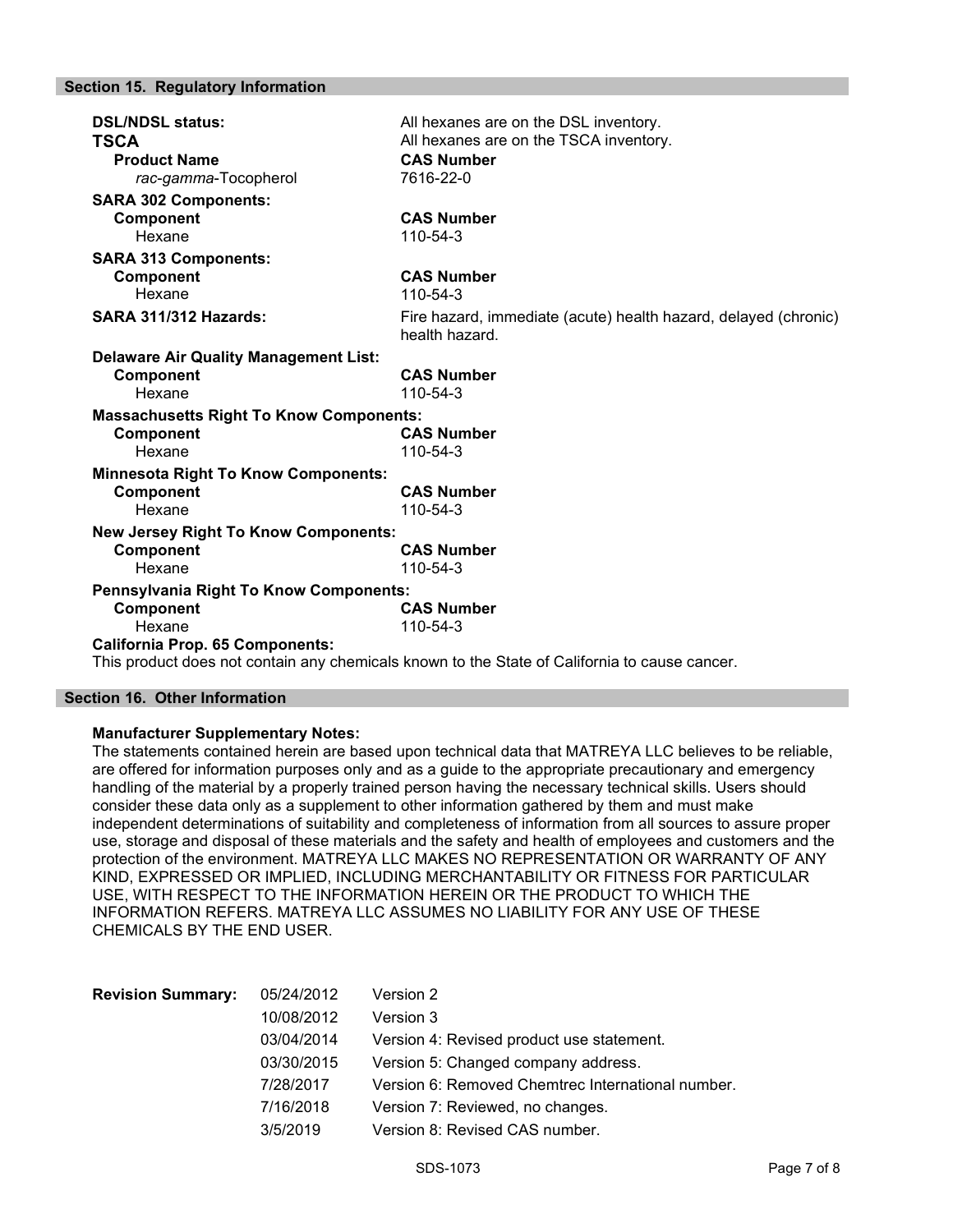## Section 15. Regulatory Information

**DSL/NDSL status:** All hexanes are on the DSL inventory.

**TSCA** All hexanes are on the TSCA inventory.

| Product Name | CAS Number |
|---|---|
| *rac-gamma*-Tocopherol | 7616-22-0 |

**SARA 302 Components:**

| Component | CAS Number |
|---|---|
| Hexane | 110-54-3 |

**SARA 313 Components:**

| Component | CAS Number |
|---|---|
| Hexane | 110-54-3 |

**SARA 311/312 Hazards:** Fire hazard, immediate (acute) health hazard, delayed (chronic) health hazard.

**Delaware Air Quality Management List:**

| Component | CAS Number |
|---|---|
| Hexane | 110-54-3 |

**Massachusetts Right To Know Components:**

| Component | CAS Number |
|---|---|
| Hexane | 110-54-3 |

**Minnesota Right To Know Components:**

| Component | CAS Number |
|---|---|
| Hexane | 110-54-3 |

**New Jersey Right To Know Components:**

| Component | CAS Number |
|---|---|
| Hexane | 110-54-3 |

**Pennsylvania Right To Know Components:**

| Component | CAS Number |
|---|---|
| Hexane | 110-54-3 |

**California Prop. 65 Components:**

This product does not contain any chemicals known to the State of California to cause cancer.

## Section 16. Other Information

**Manufacturer Supplementary Notes:**

The statements contained herein are based upon technical data that MATREYA LLC believes to be reliable, are offered for information purposes only and as a guide to the appropriate precautionary and emergency handling of the material by a properly trained person having the necessary technical skills. Users should consider these data only as a supplement to other information gathered by them and must make independent determinations of suitability and completeness of information from all sources to assure proper use, storage and disposal of these materials and the safety and health of employees and customers and the protection of the environment. MATREYA LLC MAKES NO REPRESENTATION OR WARRANTY OF ANY KIND, EXPRESSED OR IMPLIED, INCLUDING MERCHANTABILITY OR FITNESS FOR PARTICULAR USE, WITH RESPECT TO THE INFORMATION HEREIN OR THE PRODUCT TO WHICH THE INFORMATION REFERS. MATREYA LLC ASSUMES NO LIABILITY FOR ANY USE OF THESE CHEMICALS BY THE END USER.

| Revision Summary: | Date | Description |
|---|---|---|
| | 05/24/2012 | Version 2 |
| | 10/08/2012 | Version 3 |
| | 03/04/2014 | Version 4: Revised product use statement. |
| | 03/30/2015 | Version 5: Changed company address. |
| | 7/28/2017 | Version 6: Removed Chemtrec International number. |
| | 7/16/2018 | Version 7: Reviewed, no changes. |
| | 3/5/2019 | Version 8: Revised CAS number. |

SDS-1073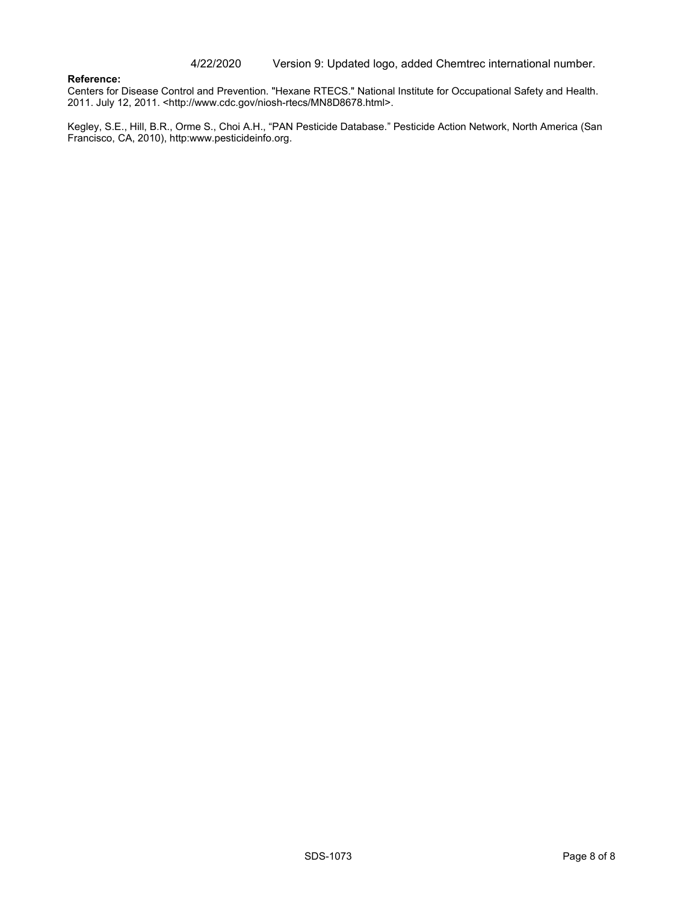4/22/2020 Version 9: Updated logo, added Chemtrec international number.

**Reference:**

Centers for Disease Control and Prevention. "Hexane RTECS." National Institute for Occupational Safety and Health. 2011. July 12, 2011. <http://www.cdc.gov/niosh-rtecs/MN8D8678.html>.

Kegley, S.E., Hill, B.R., Orme S., Choi A.H., "PAN Pesticide Database." Pesticide Action Network, North America (San Francisco, CA, 2010), http:www.pesticideinfo.org.